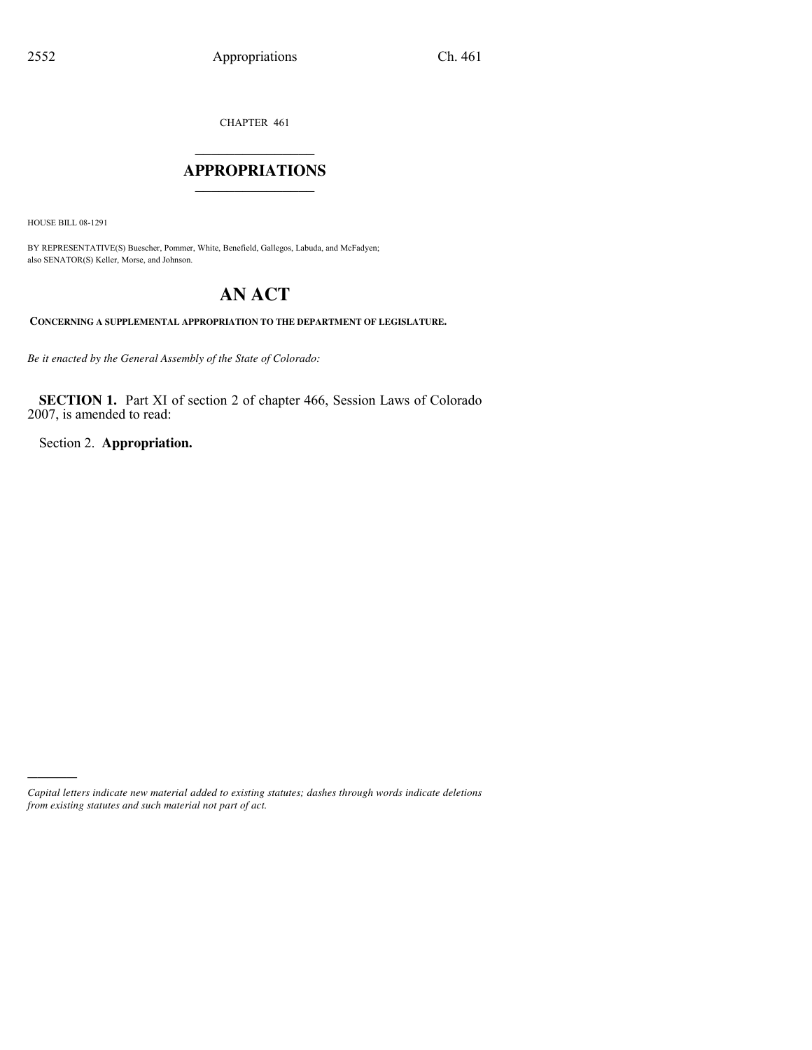CHAPTER 461

# APPROPRIATIONS

HOUSE BILL 08-1291

BY REPRESENTATIVE(S) Buescher, Pommer, White, Benefield, Gallegos, Labuda, and McFadyen; also SENATOR(S) Keller, Morse, and Johnson.

# AN ACT

**CONCERNING A SUPPLEMENTAL APPROPRIATION TO THE DEPARTMENT OF LEGISLATURE.**

*Be it enacted by the General Assembly of the State of Colorado:*

**SECTION 1.** Part XI of section 2 of chapter 466, Session Laws of Colorado 2007, is amended to read:

Section 2. **Appropriation.**

---

*Capital letters indicate new material added to existing statutes; dashes through words indicate deletions from existing statutes and such material not part of act.*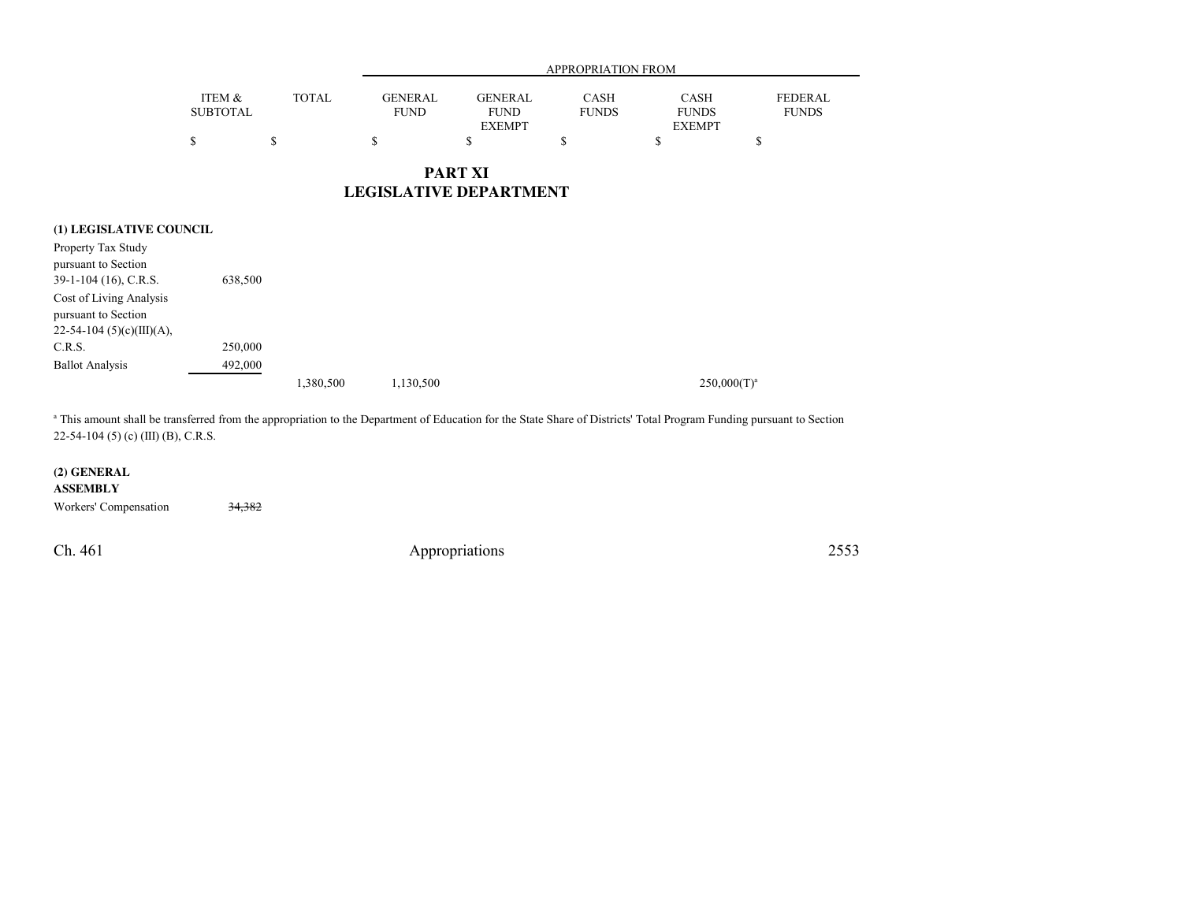| | ITEM & SUBTOTAL | TOTAL | APPROPRIATION FROM GENERAL FUND | GENERAL FUND EXEMPT | CASH FUNDS | CASH FUNDS EXEMPT | FEDERAL FUNDS |
|---|---|---|---|---|---|---|---|
| | $ | $ | $ | $ | $ | $ | $ |

# PART XI
# LEGISLATIVE DEPARTMENT

| | ITEM & SUBTOTAL | TOTAL | GENERAL FUND | GENERAL FUND EXEMPT | CASH FUNDS | CASH FUNDS EXEMPT | FEDERAL FUNDS |
|---|---|---|---|---|---|---|---|
| **(1) LEGISLATIVE COUNCIL** | | | | | | | |
| Property Tax Study pursuant to Section 39-1-104 (16), C.R.S. | 638,500 | | | | | | |
| Cost of Living Analysis pursuant to Section 22-54-104 (5)(c)(III)(A), C.R.S. | 250,000 | | | | | | |
| Ballot Analysis | 492,000 | | | | | | |
| | | 1,380,500 | 1,130,500 | | | 250,000(T)[a] | |

[a] This amount shall be transferred from the appropriation to the Department of Education for the State Share of Districts' Total Program Funding pursuant to Section 22-54-104 (5) (c) (III) (B), C.R.S.

| | ITEM & SUBTOTAL | TOTAL | GENERAL FUND | GENERAL FUND EXEMPT | CASH FUNDS | CASH FUNDS EXEMPT | FEDERAL FUNDS |
|---|---|---|---|---|---|---|---|
| **(2) GENERAL ASSEMBLY** | | | | | | | |
| Workers' Compensation | ~~34,382~~ | | | | | | |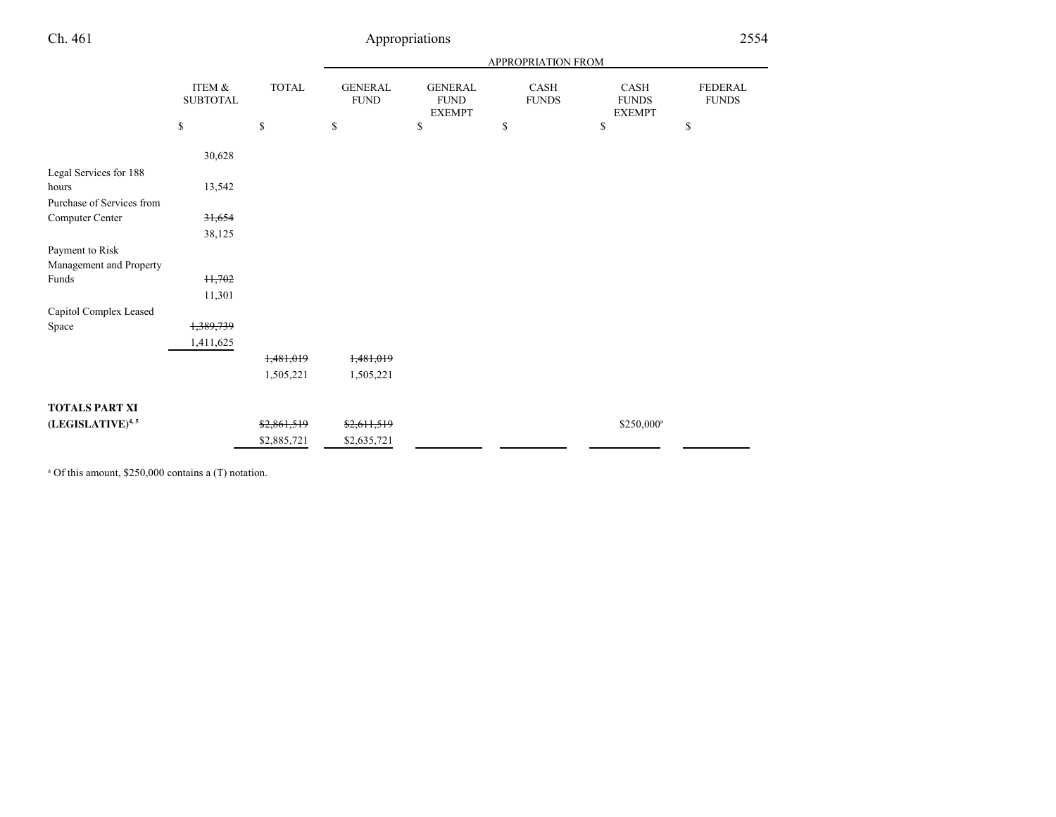| | ITEM & SUBTOTAL | TOTAL | APPROPRIATION FROM GENERAL FUND | GENERAL FUND EXEMPT | CASH FUNDS | CASH FUNDS EXEMPT | FEDERAL FUNDS |
|---|---|---|---|---|---|---|---|
| | $ | $ | $ | $ | $ | $ | $ |
| | 30,628 | | | | | | |
| Legal Services for 188 hours | 13,542 | | | | | | |
| Purchase of Services from Computer Center | ~~31,654~~ 38,125 | | | | | | |
| Payment to Risk Management and Property Funds | ~~11,702~~ 11,301 | | | | | | |
| Capitol Complex Leased Space | ~~1,389,739~~ 1,411,625 | | | | | | |
| | | ~~1,481,019~~ 1,505,221 | ~~1,481,019~~ 1,505,221 | | | | |
| **TOTALS PART XI (LEGISLATIVE)**[4, 5] | | ~~$2,861,519~~ $2,885,721 | ~~$2,611,519~~ $2,635,721 | | | $250,000[a] | |

[a] Of this amount, $250,000 contains a (T) notation.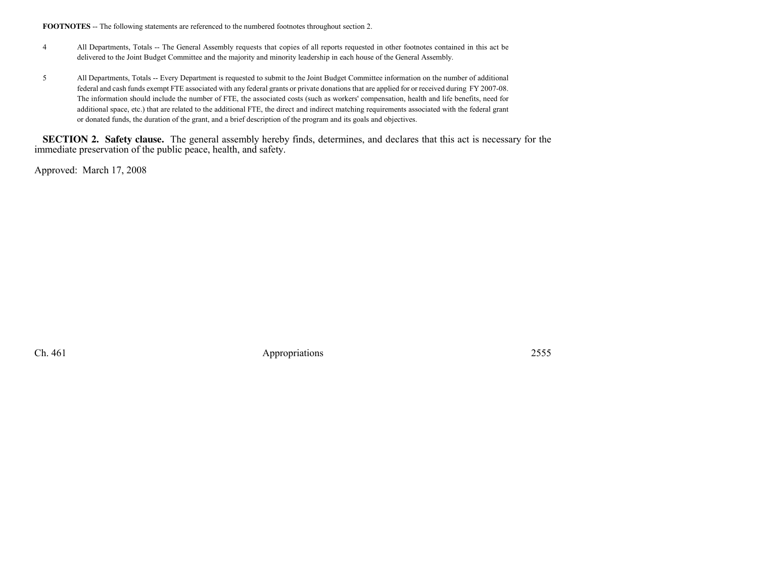**FOOTNOTES** -- The following statements are referenced to the numbered footnotes throughout section 2.

4 All Departments, Totals -- The General Assembly requests that copies of all reports requested in other footnotes contained in this act be delivered to the Joint Budget Committee and the majority and minority leadership in each house of the General Assembly.

5 All Departments, Totals -- Every Department is requested to submit to the Joint Budget Committee information on the number of additional federal and cash funds exempt FTE associated with any federal grants or private donations that are applied for or received during FY 2007-08. The information should include the number of FTE, the associated costs (such as workers' compensation, health and life benefits, need for additional space, etc.) that are related to the additional FTE, the direct and indirect matching requirements associated with the federal grant or donated funds, the duration of the grant, and a brief description of the program and its goals and objectives.

**SECTION 2. Safety clause.** The general assembly hereby finds, determines, and declares that this act is necessary for the immediate preservation of the public peace, health, and safety.

Approved: March 17, 2008